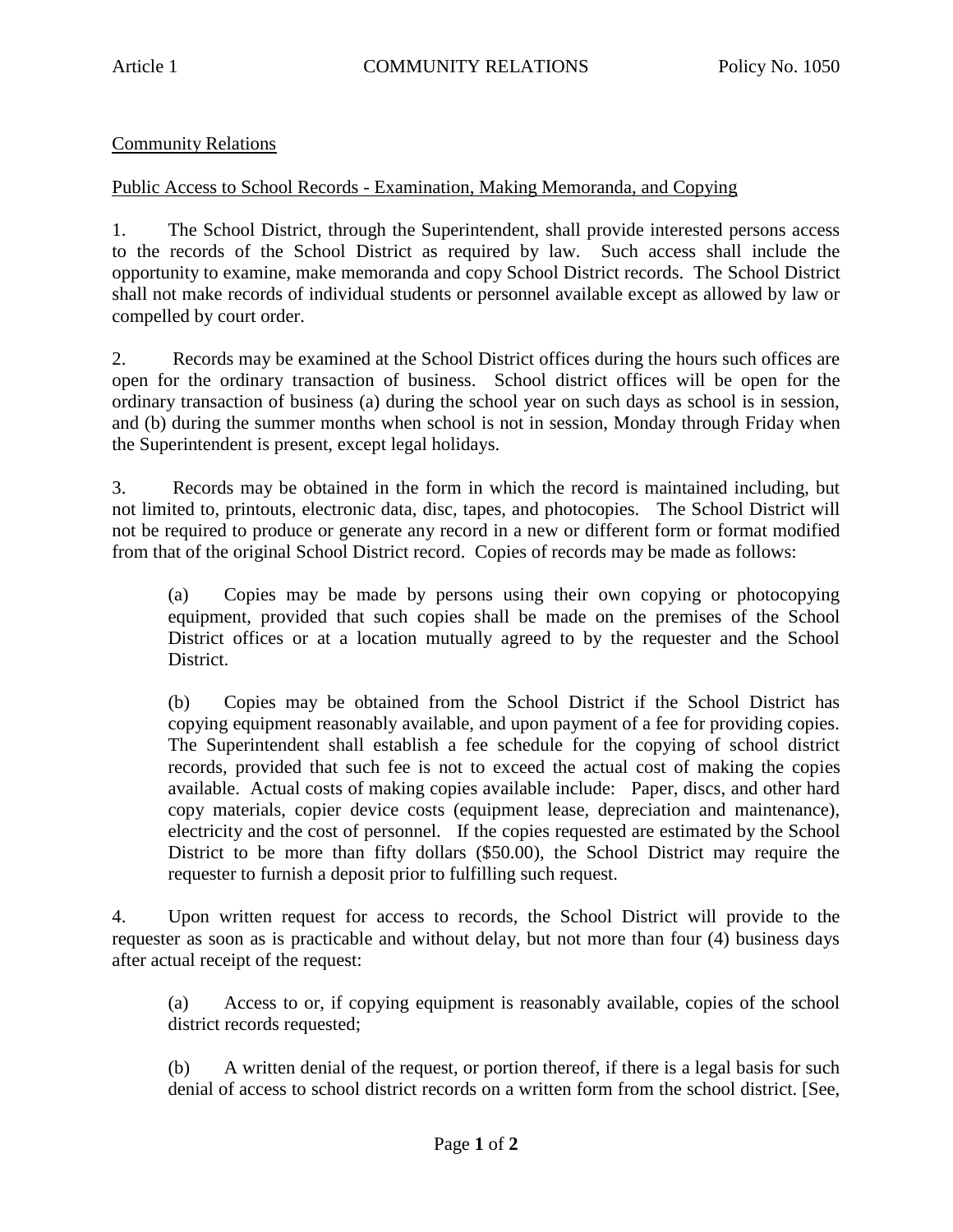Community Relations

Public Access to School Records - Examination, Making Memoranda, and Copying

1. The School District, through the Superintendent, shall provide interested persons access to the records of the School District as required by law. Such access shall include the opportunity to examine, make memoranda and copy School District records. The School District shall not make records of individual students or personnel available except as allowed by law or compelled by court order.

2. Records may be examined at the School District offices during the hours such offices are open for the ordinary transaction of business. School district offices will be open for the ordinary transaction of business (a) during the school year on such days as school is in session, and (b) during the summer months when school is not in session, Monday through Friday when the Superintendent is present, except legal holidays.

3. Records may be obtained in the form in which the record is maintained including, but not limited to, printouts, electronic data, disc, tapes, and photocopies. The School District will not be required to produce or generate any record in a new or different form or format modified from that of the original School District record. Copies of records may be made as follows:

> (a) Copies may be made by persons using their own copying or photocopying equipment, provided that such copies shall be made on the premises of the School District offices or at a location mutually agreed to by the requester and the School District.
>
> (b) Copies may be obtained from the School District if the School District has copying equipment reasonably available, and upon payment of a fee for providing copies. The Superintendent shall establish a fee schedule for the copying of school district records, provided that such fee is not to exceed the actual cost of making the copies available. Actual costs of making copies available include: Paper, discs, and other hard copy materials, copier device costs (equipment lease, depreciation and maintenance), electricity and the cost of personnel. If the copies requested are estimated by the School District to be more than fifty dollars ($50.00), the School District may require the requester to furnish a deposit prior to fulfilling such request.

4. Upon written request for access to records, the School District will provide to the requester as soon as is practicable and without delay, but not more than four (4) business days after actual receipt of the request:

> (a) Access to or, if copying equipment is reasonably available, copies of the school district records requested;
>
> (b) A written denial of the request, or portion thereof, if there is a legal basis for such denial of access to school district records on a written form from the school district. [See,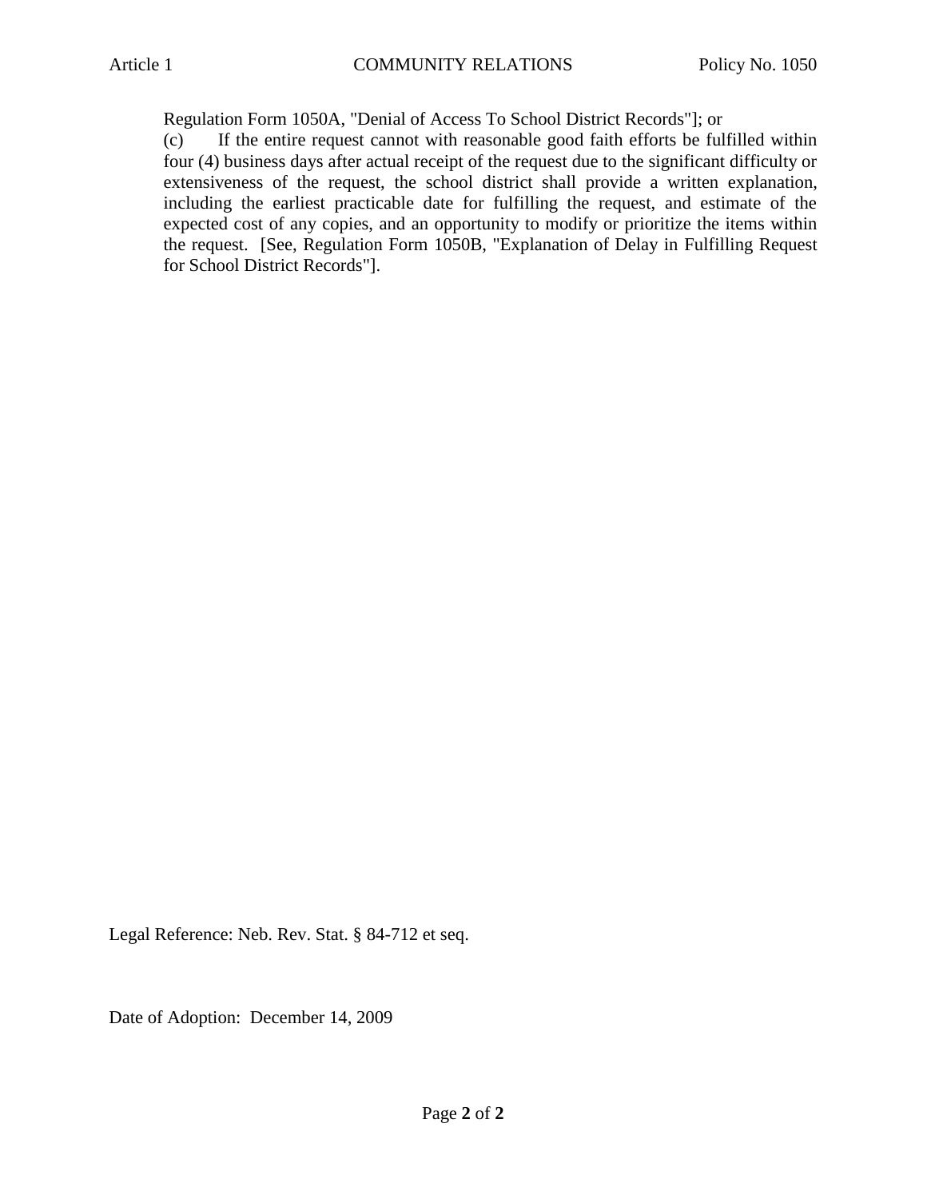Regulation Form 1050A, "Denial of Access To School District Records"]; or

(c) If the entire request cannot with reasonable good faith efforts be fulfilled within four (4) business days after actual receipt of the request due to the significant difficulty or extensiveness of the request, the school district shall provide a written explanation, including the earliest practicable date for fulfilling the request, and estimate of the expected cost of any copies, and an opportunity to modify or prioritize the items within the request. [See, Regulation Form 1050B, "Explanation of Delay in Fulfilling Request for School District Records"].

Legal Reference: Neb. Rev. Stat. § 84-712 et seq.

Date of Adoption: December 14, 2009